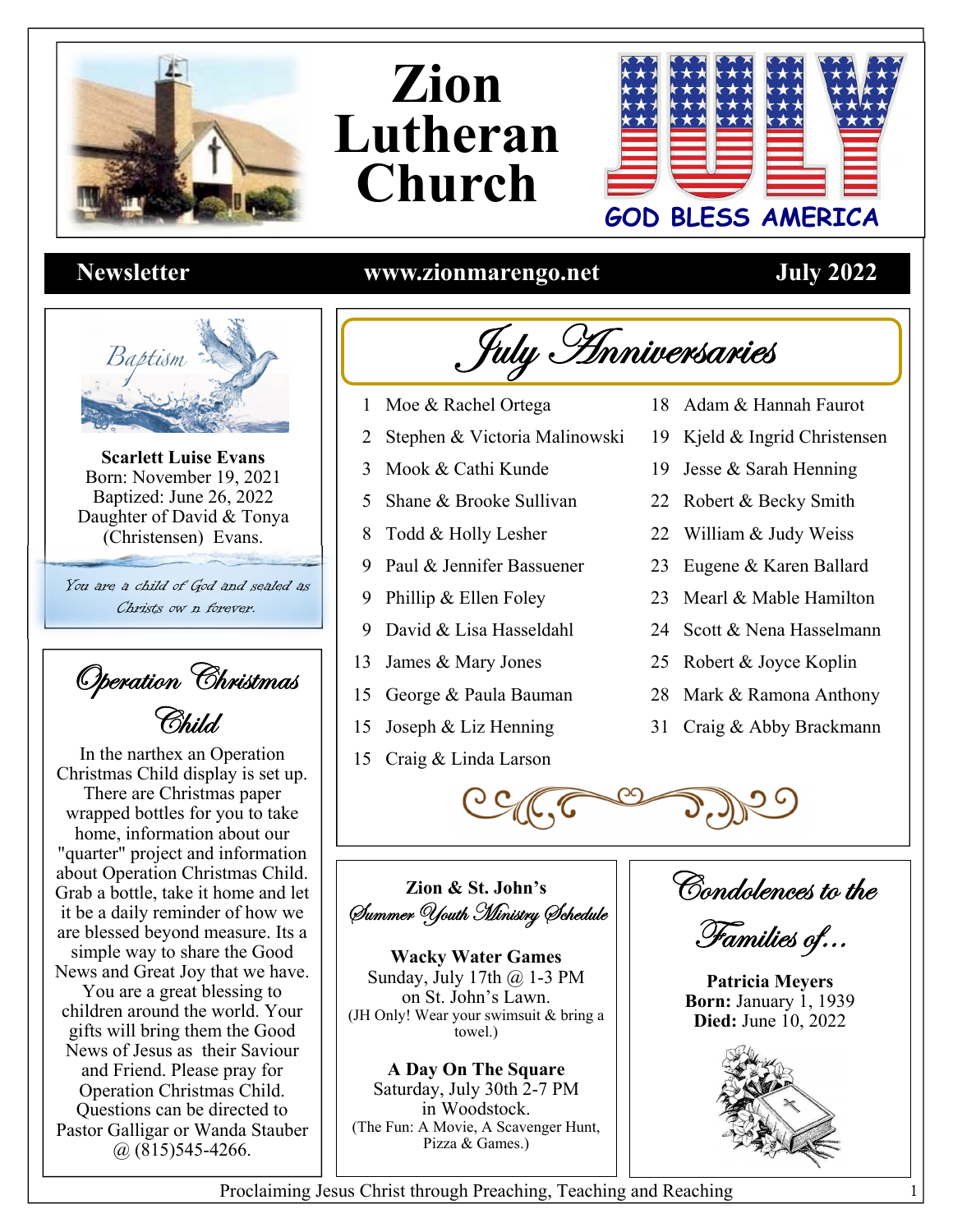# Zion Lutheran Church

JULY
GOD BLESS AMERICA

**Newsletter** | **www.zionmarengo.net** | **July 2022**

## Baptism

**Scarlett Luise Evans**
Born: November 19, 2021
Baptized: June 26, 2022
Daughter of David & Tonya (Christensen) Evans.

*You are a child of God and sealed as Christs ow n forever.*

## *July Anniversaries*

| | | | |
|---|---|---|---|
| 1 | Moe & Rachel Ortega | 18 | Adam & Hannah Faurot |
| 2 | Stephen & Victoria Malinowski | 19 | Kjeld & Ingrid Christensen |
| 3 | Mook & Cathi Kunde | 19 | Jesse & Sarah Henning |
| 5 | Shane & Brooke Sullivan | 22 | Robert & Becky Smith |
| 8 | Todd & Holly Lesher | 22 | William & Judy Weiss |
| 9 | Paul & Jennifer Bassuener | 23 | Eugene & Karen Ballard |
| 9 | Phillip & Ellen Foley | 23 | Mearl & Mable Hamilton |
| 9 | David & Lisa Hasseldahl | 24 | Scott & Nena Hasselmann |
| 13 | James & Mary Jones | 25 | Robert & Joyce Koplin |
| 15 | George & Paula Bauman | 28 | Mark & Ramona Anthony |
| 15 | Joseph & Liz Henning | 31 | Craig & Abby Brackmann |
| 15 | Craig & Linda Larson | | |

## *Operation Christmas Child*

In the narthex an Operation Christmas Child display is set up. There are Christmas paper wrapped bottles for you to take home, information about our "quarter" project and information about Operation Christmas Child. Grab a bottle, take it home and let it be a daily reminder of how we are blessed beyond measure. Its a simple way to share the Good News and Great Joy that we have. You are a great blessing to children around the world. Your gifts will bring them the Good News of Jesus as their Saviour and Friend. Please pray for Operation Christmas Child. Questions can be directed to Pastor Galligar or Wanda Stauber @ (815)545-4266.

## Zion & St. John's *Summer Youth Ministry Schedule*

**Wacky Water Games**
Sunday, July 17th @ 1-3 PM
on St. John's Lawn.
(JH Only! Wear your swimsuit & bring a towel.)

**A Day On The Square**
Saturday, July 30th 2-7 PM
in Woodstock.
(The Fun: A Movie, A Scavenger Hunt, Pizza & Games.)

## *Condolences to the Families of…*

**Patricia Meyers**
**Born:** January 1, 1939
**Died:** June 10, 2022

Proclaiming Jesus Christ through Preaching, Teaching and Reaching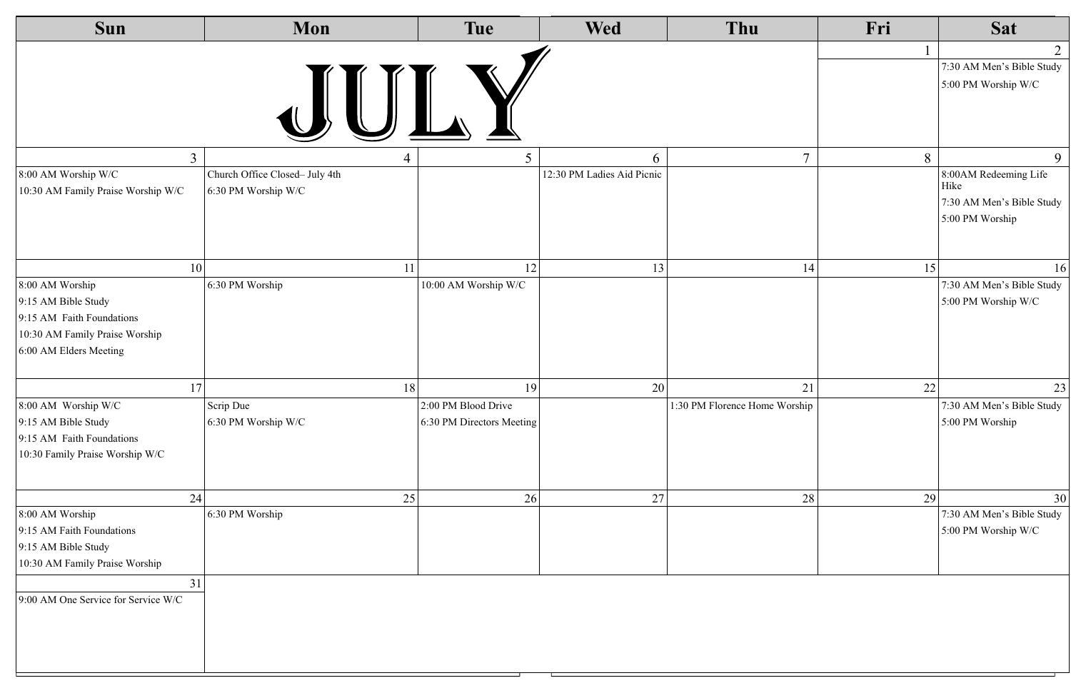# JULY

| Sun | Mon | Tue | Wed | Thu | Fri | Sat |
|---|---|---|---|---|---|---|
| | | | | | 1 | 2<br>7:30 AM Men's Bible Study<br>5:00 PM Worship W/C |
| 3<br>8:00 AM Worship W/C<br>10:30 AM Family Praise Worship W/C | 4<br>Church Office Closed– July 4th<br>6:30 PM Worship W/C | 5 | 6<br>12:30 PM Ladies Aid Picnic | 7 | 8 | 9<br>8:00AM Redeeming Life Hike<br>7:30 AM Men's Bible Study<br>5:00 PM Worship |
| 10<br>8:00 AM Worship<br>9:15 AM Bible Study<br>9:15 AM Faith Foundations<br>10:30 AM Family Praise Worship<br>6:00 AM Elders Meeting | 11<br>6:30 PM Worship | 12<br>10:00 AM Worship W/C | 13 | 14 | 15 | 16<br>7:30 AM Men's Bible Study<br>5:00 PM Worship W/C |
| 17<br>8:00 AM Worship W/C<br>9:15 AM Bible Study<br>9:15 AM Faith Foundations<br>10:30 Family Praise Worship W/C | 18<br>Scrip Due<br>6:30 PM Worship W/C | 19<br>2:00 PM Blood Drive<br>6:30 PM Directors Meeting | 20 | 21<br>1:30 PM Florence Home Worship | 22 | 23<br>7:30 AM Men's Bible Study<br>5:00 PM Worship |
| 24<br>8:00 AM Worship<br>9:15 AM Faith Foundations<br>9:15 AM Bible Study<br>10:30 AM Family Praise Worship | 25<br>6:30 PM Worship | 26 | 27 | 28 | 29 | 30<br>7:30 AM Men's Bible Study<br>5:00 PM Worship W/C |
| 31<br>9:00 AM One Service for Service W/C | | | | | | |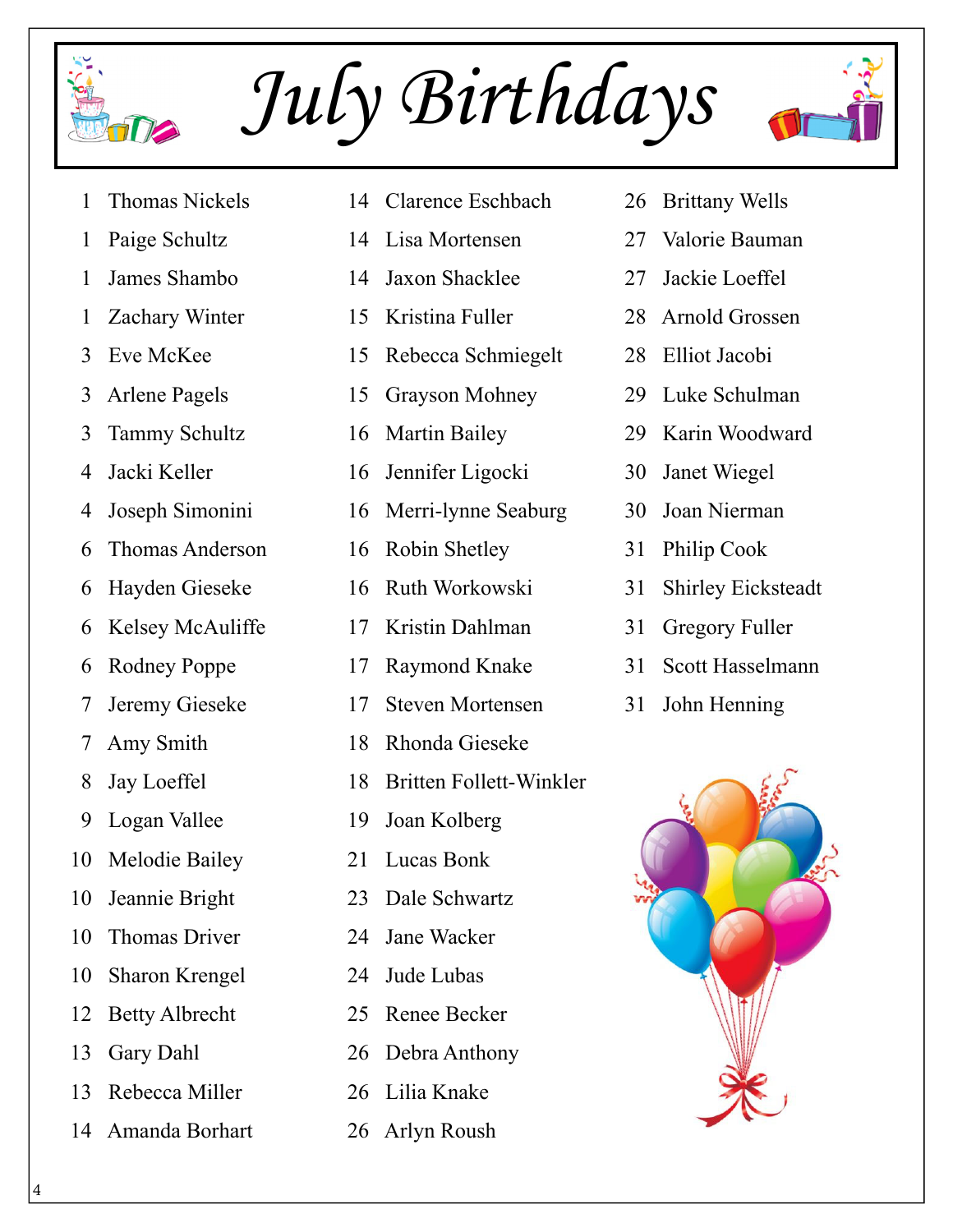# July Birthdays

1 Thomas Nickels
1 Paige Schultz
1 James Shambo
1 Zachary Winter
3 Eve McKee
3 Arlene Pagels
3 Tammy Schultz
4 Jacki Keller
4 Joseph Simonini
6 Thomas Anderson
6 Hayden Gieseke
6 Kelsey McAuliffe
6 Rodney Poppe
7 Jeremy Gieseke
7 Amy Smith
8 Jay Loeffel
9 Logan Vallee
10 Melodie Bailey
10 Jeannie Bright
10 Thomas Driver
10 Sharon Krengel
12 Betty Albrecht
13 Gary Dahl
13 Rebecca Miller
14 Amanda Borhart
14 Clarence Eschbach
14 Lisa Mortensen
14 Jaxon Shacklee
15 Kristina Fuller
15 Rebecca Schmiegelt
15 Grayson Mohney
16 Martin Bailey
16 Jennifer Ligocki
16 Merri-lynne Seaburg
16 Robin Shetley
16 Ruth Workowski
17 Kristin Dahlman
17 Raymond Knake
17 Steven Mortensen
18 Rhonda Gieseke
18 Britten Follett-Winkler
19 Joan Kolberg
21 Lucas Bonk
23 Dale Schwartz
24 Jane Wacker
24 Jude Lubas
25 Renee Becker
26 Debra Anthony
26 Lilia Knake
26 Arlyn Roush
26 Brittany Wells
27 Valorie Bauman
27 Jackie Loeffel
28 Arnold Grossen
28 Elliot Jacobi
29 Luke Schulman
29 Karin Woodward
30 Janet Wiegel
30 Joan Nierman
31 Philip Cook
31 Shirley Eicksteadt
31 Gregory Fuller
31 Scott Hasselmann
31 John Henning